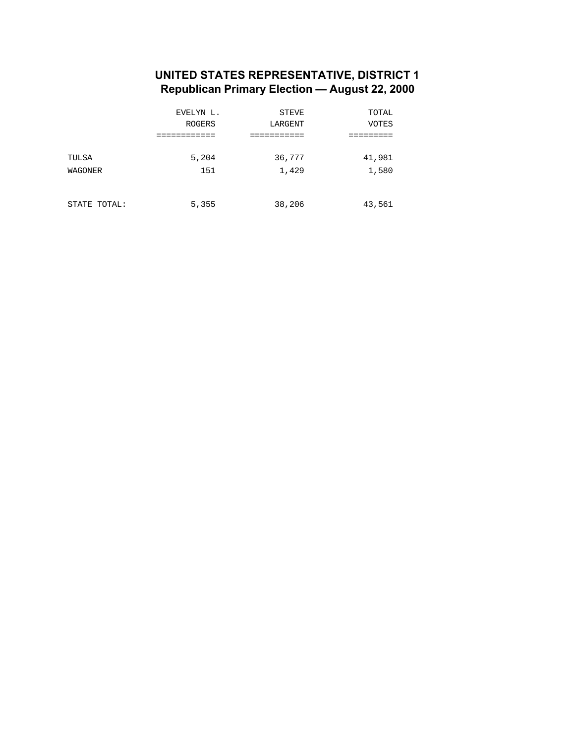# UNITED STATES REPRESENTATIVE, DISTRICT 1
## Republican Primary Election — August 22, 2000

| | EVELYN L. ROGERS | STEVE LARGENT | TOTAL VOTES |
|---|---|---|---|
| TULSA | 5,204 | 36,777 | 41,981 |
| WAGONER | 151 | 1,429 | 1,580 |
| STATE TOTAL: | 5,355 | 38,206 | 43,561 |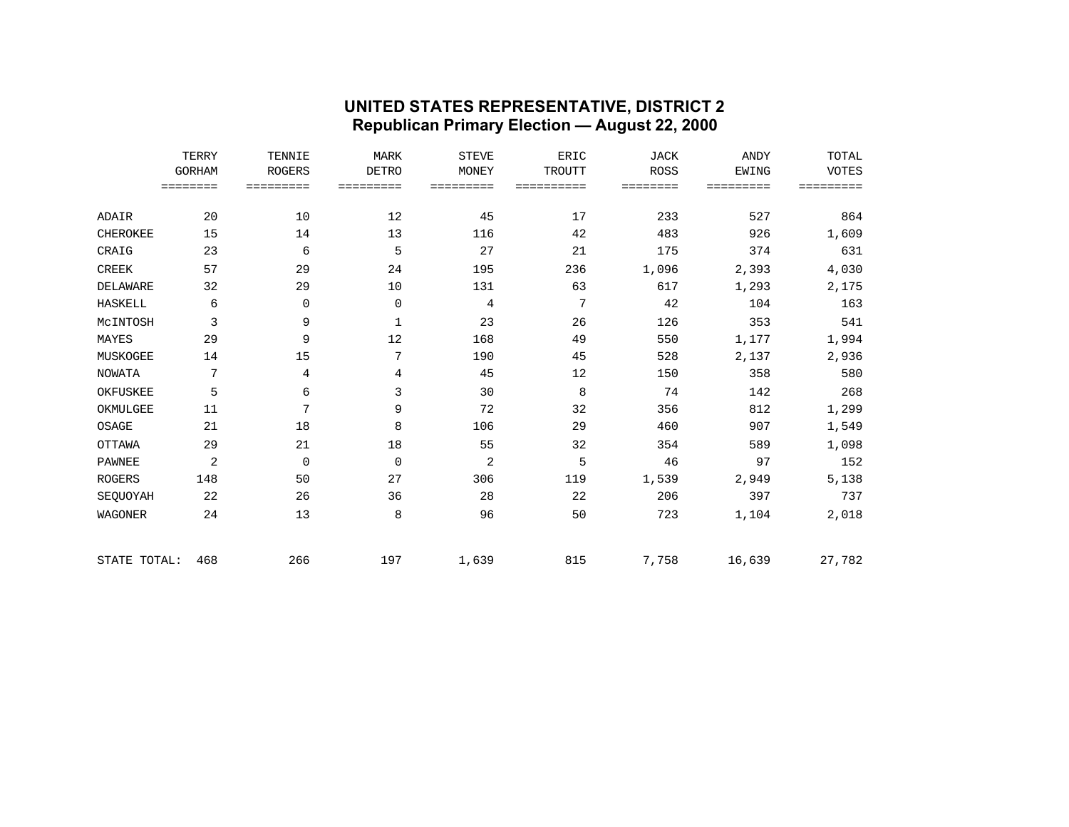# UNITED STATES REPRESENTATIVE, DISTRICT 2
## Republican Primary Election — August 22, 2000

| | TERRY GORHAM | TENNIE ROGERS | MARK DETRO | STEVE MONEY | ERIC TROUTT | JACK ROSS | ANDY EWING | TOTAL VOTES |
|---|---|---|---|---|---|---|---|---|
| ADAIR | 20 | 10 | 12 | 45 | 17 | 233 | 527 | 864 |
| CHEROKEE | 15 | 14 | 13 | 116 | 42 | 483 | 926 | 1,609 |
| CRAIG | 23 | 6 | 5 | 27 | 21 | 175 | 374 | 631 |
| CREEK | 57 | 29 | 24 | 195 | 236 | 1,096 | 2,393 | 4,030 |
| DELAWARE | 32 | 29 | 10 | 131 | 63 | 617 | 1,293 | 2,175 |
| HASKELL | 6 | 0 | 0 | 4 | 7 | 42 | 104 | 163 |
| McINTOSH | 3 | 9 | 1 | 23 | 26 | 126 | 353 | 541 |
| MAYES | 29 | 9 | 12 | 168 | 49 | 550 | 1,177 | 1,994 |
| MUSKOGEE | 14 | 15 | 7 | 190 | 45 | 528 | 2,137 | 2,936 |
| NOWATA | 7 | 4 | 4 | 45 | 12 | 150 | 358 | 580 |
| OKFUSKEE | 5 | 6 | 3 | 30 | 8 | 74 | 142 | 268 |
| OKMULGEE | 11 | 7 | 9 | 72 | 32 | 356 | 812 | 1,299 |
| OSAGE | 21 | 18 | 8 | 106 | 29 | 460 | 907 | 1,549 |
| OTTAWA | 29 | 21 | 18 | 55 | 32 | 354 | 589 | 1,098 |
| PAWNEE | 2 | 0 | 0 | 2 | 5 | 46 | 97 | 152 |
| ROGERS | 148 | 50 | 27 | 306 | 119 | 1,539 | 2,949 | 5,138 |
| SEQUOYAH | 22 | 26 | 36 | 28 | 22 | 206 | 397 | 737 |
| WAGONER | 24 | 13 | 8 | 96 | 50 | 723 | 1,104 | 2,018 |
| STATE TOTAL: | 468 | 266 | 197 | 1,639 | 815 | 7,758 | 16,639 | 27,782 |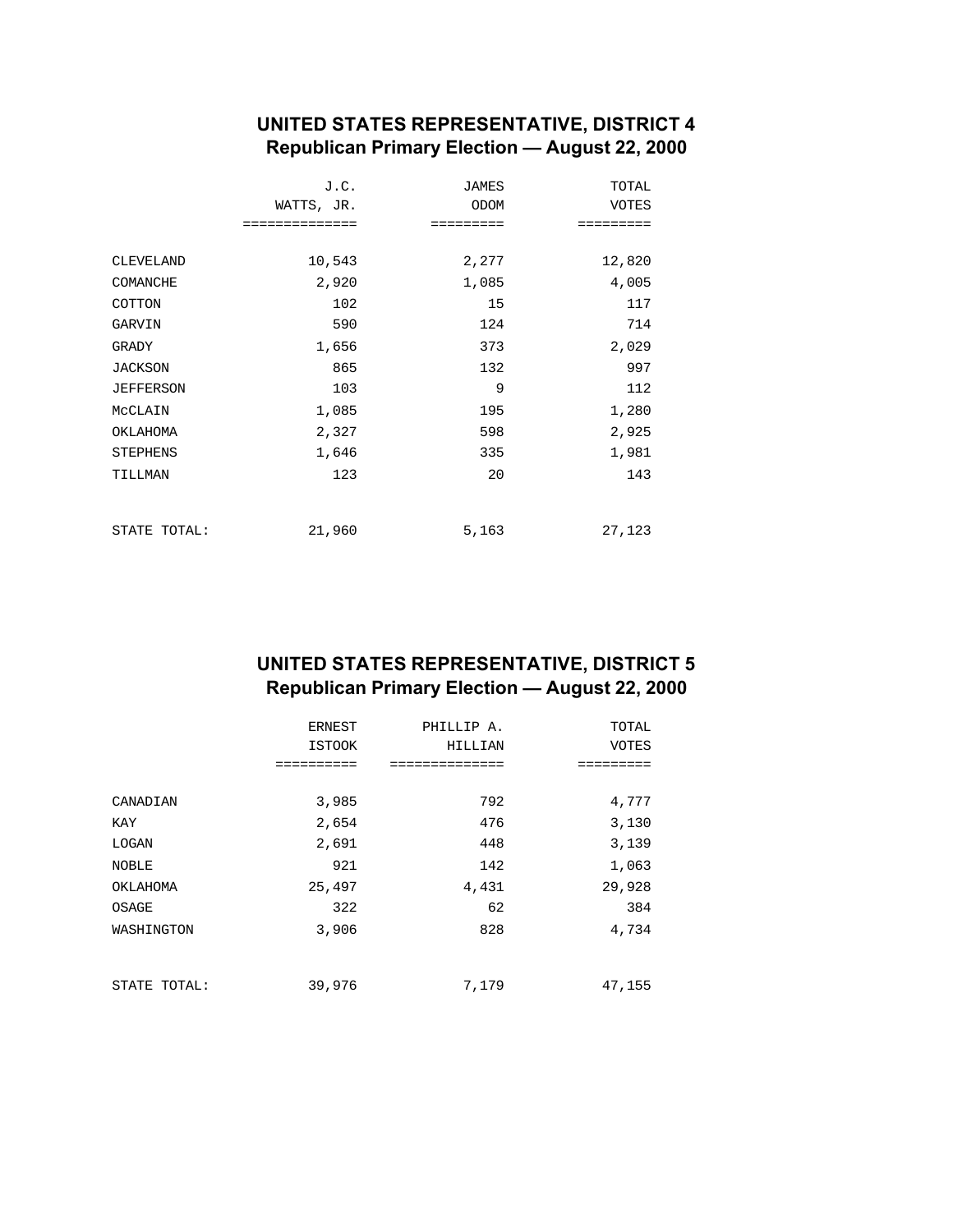## UNITED STATES REPRESENTATIVE, DISTRICT 4
### Republican Primary Election — August 22, 2000

| | J.C. WATTS, JR. | JAMES ODOM | TOTAL VOTES |
|---|---|---|---|
| CLEVELAND | 10,543 | 2,277 | 12,820 |
| COMANCHE | 2,920 | 1,085 | 4,005 |
| COTTON | 102 | 15 | 117 |
| GARVIN | 590 | 124 | 714 |
| GRADY | 1,656 | 373 | 2,029 |
| JACKSON | 865 | 132 | 997 |
| JEFFERSON | 103 | 9 | 112 |
| McCLAIN | 1,085 | 195 | 1,280 |
| OKLAHOMA | 2,327 | 598 | 2,925 |
| STEPHENS | 1,646 | 335 | 1,981 |
| TILLMAN | 123 | 20 | 143 |
| STATE TOTAL: | 21,960 | 5,163 | 27,123 |

## UNITED STATES REPRESENTATIVE, DISTRICT 5
### Republican Primary Election — August 22, 2000

| | ERNEST ISTOOK | PHILLIP A. HILLIAN | TOTAL VOTES |
|---|---|---|---|
| CANADIAN | 3,985 | 792 | 4,777 |
| KAY | 2,654 | 476 | 3,130 |
| LOGAN | 2,691 | 448 | 3,139 |
| NOBLE | 921 | 142 | 1,063 |
| OKLAHOMA | 25,497 | 4,431 | 29,928 |
| OSAGE | 322 | 62 | 384 |
| WASHINGTON | 3,906 | 828 | 4,734 |
| STATE TOTAL: | 39,976 | 7,179 | 47,155 |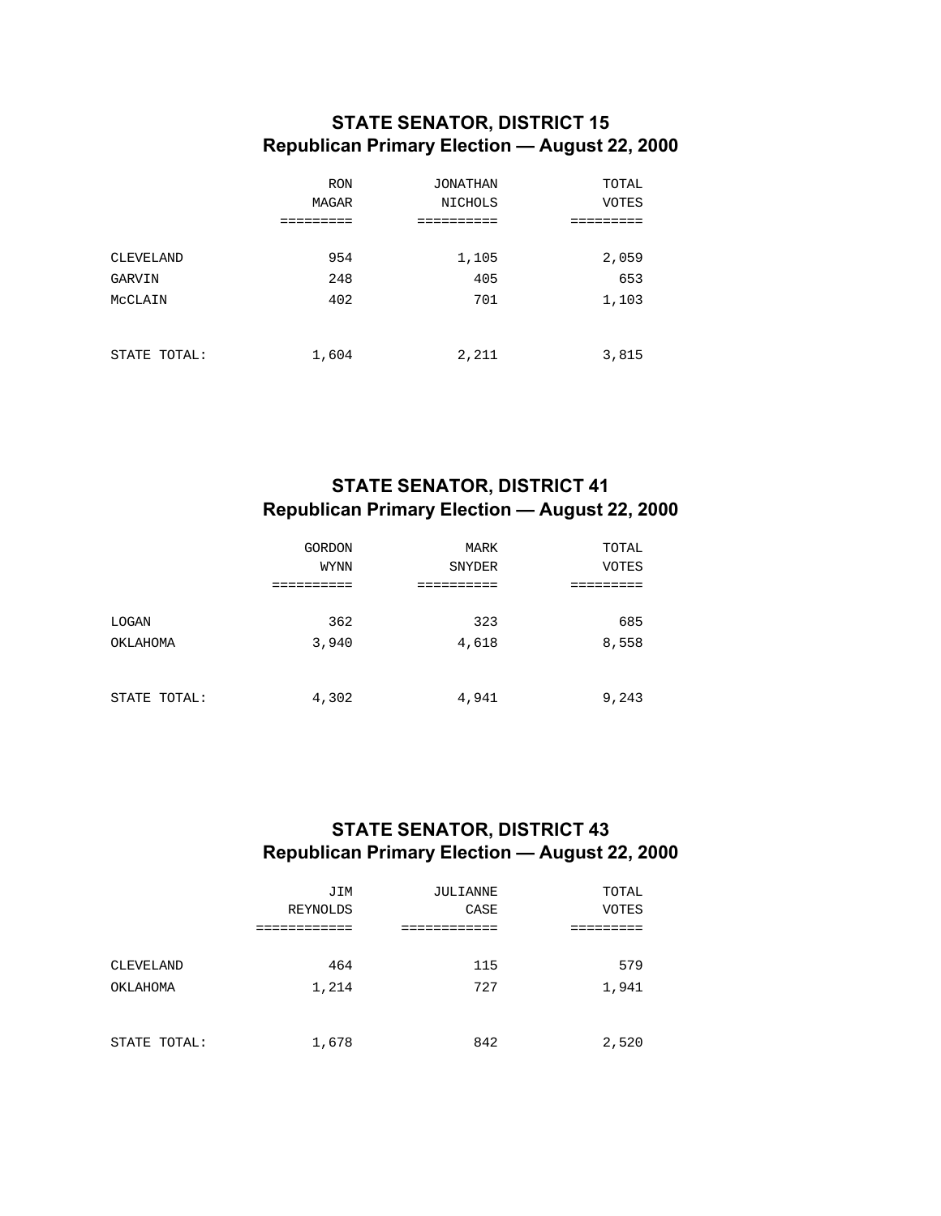## STATE SENATOR, DISTRICT 15
## Republican Primary Election — August 22, 2000

| | RON MAGAR | JONATHAN NICHOLS | TOTAL VOTES |
|---|---|---|---|
| CLEVELAND | 954 | 1,105 | 2,059 |
| GARVIN | 248 | 405 | 653 |
| McCLAIN | 402 | 701 | 1,103 |
| STATE TOTAL: | 1,604 | 2,211 | 3,815 |

## STATE SENATOR, DISTRICT 41
## Republican Primary Election — August 22, 2000

| | GORDON WYNN | MARK SNYDER | TOTAL VOTES |
|---|---|---|---|
| LOGAN | 362 | 323 | 685 |
| OKLAHOMA | 3,940 | 4,618 | 8,558 |
| STATE TOTAL: | 4,302 | 4,941 | 9,243 |

## STATE SENATOR, DISTRICT 43
## Republican Primary Election — August 22, 2000

| | JIM REYNOLDS | JULIANNE CASE | TOTAL VOTES |
|---|---|---|---|
| CLEVELAND | 464 | 115 | 579 |
| OKLAHOMA | 1,214 | 727 | 1,941 |
| STATE TOTAL: | 1,678 | 842 | 2,520 |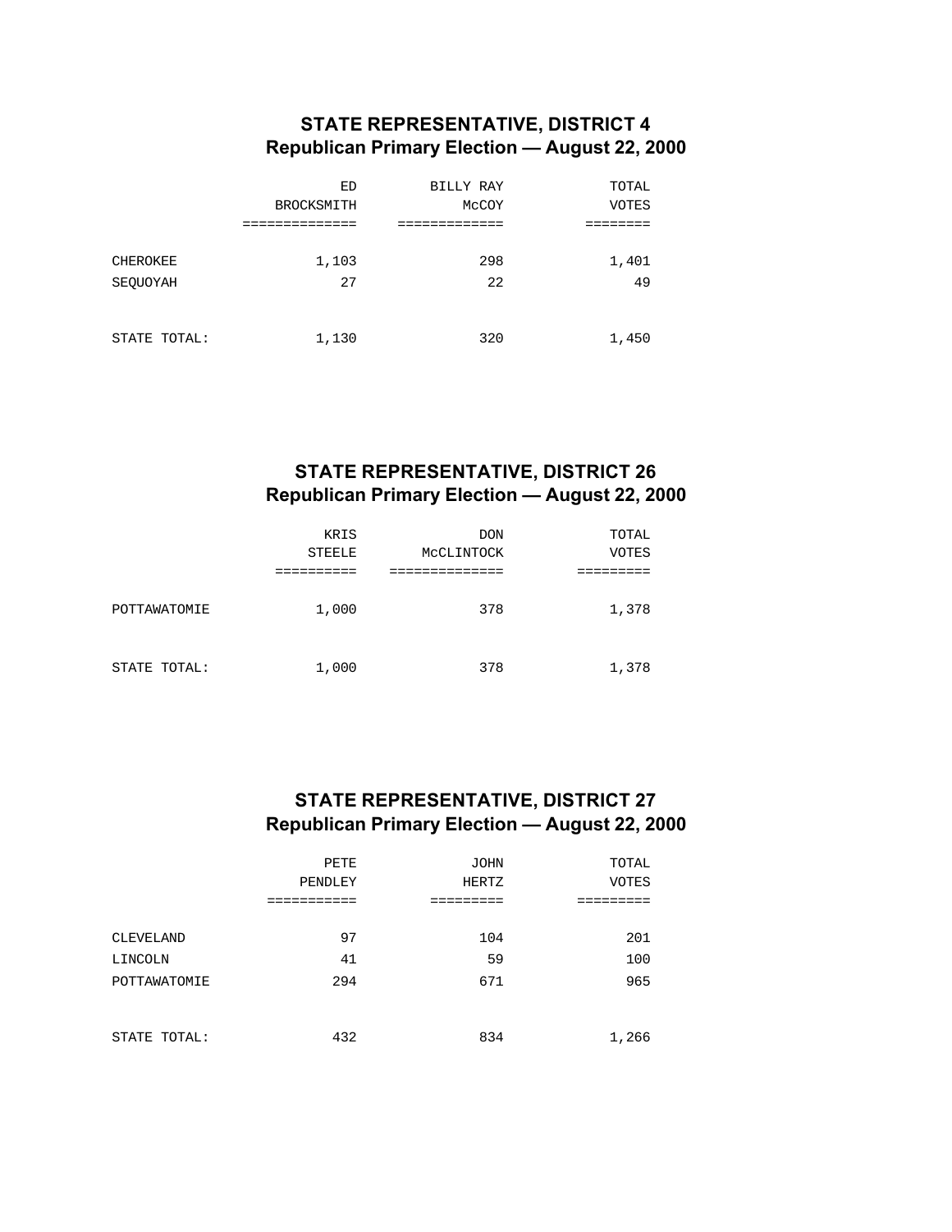## STATE REPRESENTATIVE, DISTRICT 4
## Republican Primary Election — August 22, 2000

| | ED BROCKSMITH | BILLY RAY McCOY | TOTAL VOTES |
|---|---|---|---|
| CHEROKEE | 1,103 | 298 | 1,401 |
| SEQUOYAH | 27 | 22 | 49 |
| STATE TOTAL: | 1,130 | 320 | 1,450 |

## STATE REPRESENTATIVE, DISTRICT 26
## Republican Primary Election — August 22, 2000

| | KRIS STEELE | DON McCLINTOCK | TOTAL VOTES |
|---|---|---|---|
| POTTAWATOMIE | 1,000 | 378 | 1,378 |
| STATE TOTAL: | 1,000 | 378 | 1,378 |

## STATE REPRESENTATIVE, DISTRICT 27
## Republican Primary Election — August 22, 2000

| | PETE PENDLEY | JOHN HERTZ | TOTAL VOTES |
|---|---|---|---|
| CLEVELAND | 97 | 104 | 201 |
| LINCOLN | 41 | 59 | 100 |
| POTTAWATOMIE | 294 | 671 | 965 |
| STATE TOTAL: | 432 | 834 | 1,266 |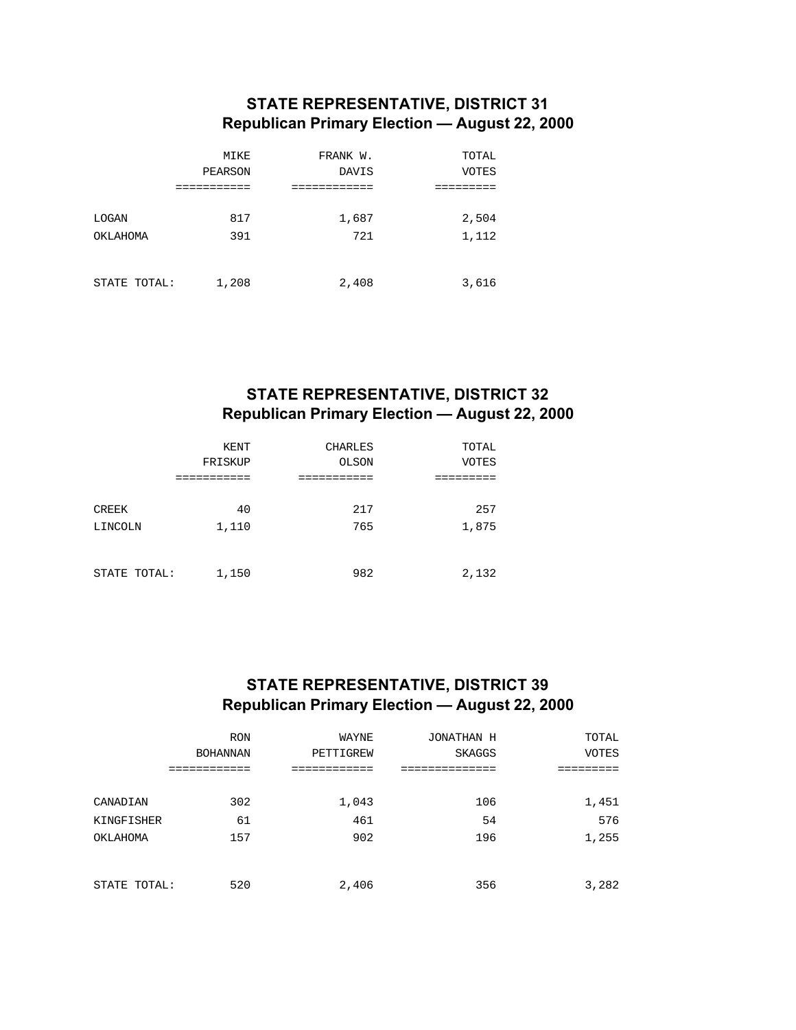## STATE REPRESENTATIVE, DISTRICT 31
## Republican Primary Election — August 22, 2000

| | MIKE PEARSON | FRANK W. DAVIS | TOTAL VOTES |
|---|---|---|---|
| LOGAN | 817 | 1,687 | 2,504 |
| OKLAHOMA | 391 | 721 | 1,112 |
| STATE TOTAL: | 1,208 | 2,408 | 3,616 |

## STATE REPRESENTATIVE, DISTRICT 32
## Republican Primary Election — August 22, 2000

| | KENT FRISKUP | CHARLES OLSON | TOTAL VOTES |
|---|---|---|---|
| CREEK | 40 | 217 | 257 |
| LINCOLN | 1,110 | 765 | 1,875 |
| STATE TOTAL: | 1,150 | 982 | 2,132 |

## STATE REPRESENTATIVE, DISTRICT 39
## Republican Primary Election — August 22, 2000

| | RON BOHANNAN | WAYNE PETTIGREW | JONATHAN H SKAGGS | TOTAL VOTES |
|---|---|---|---|---|
| CANADIAN | 302 | 1,043 | 106 | 1,451 |
| KINGFISHER | 61 | 461 | 54 | 576 |
| OKLAHOMA | 157 | 902 | 196 | 1,255 |
| STATE TOTAL: | 520 | 2,406 | 356 | 3,282 |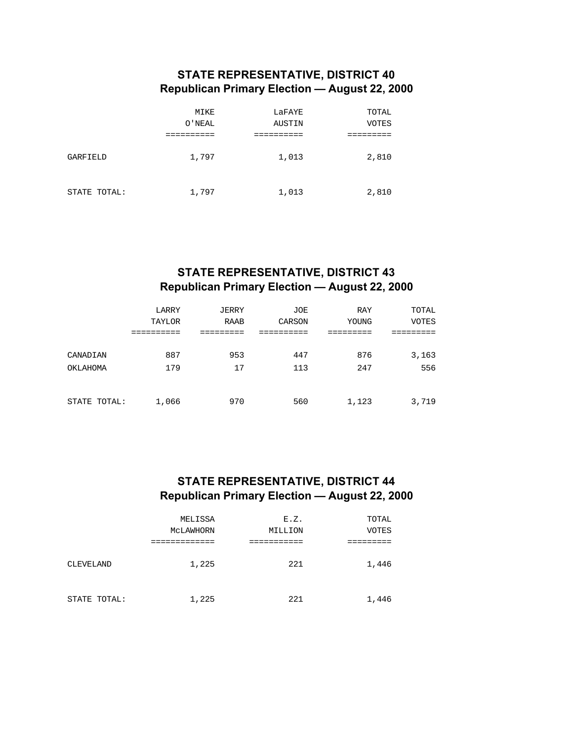## STATE REPRESENTATIVE, DISTRICT 40
## Republican Primary Election — August 22, 2000

| | MIKE O'NEAL | LaFAYE AUSTIN | TOTAL VOTES |
|---|---|---|---|
| GARFIELD | 1,797 | 1,013 | 2,810 |
| STATE TOTAL: | 1,797 | 1,013 | 2,810 |

## STATE REPRESENTATIVE, DISTRICT 43
## Republican Primary Election — August 22, 2000

| | LARRY TAYLOR | JERRY RAAB | JOE CARSON | RAY YOUNG | TOTAL VOTES |
|---|---|---|---|---|---|
| CANADIAN | 887 | 953 | 447 | 876 | 3,163 |
| OKLAHOMA | 179 | 17 | 113 | 247 | 556 |
| STATE TOTAL: | 1,066 | 970 | 560 | 1,123 | 3,719 |

## STATE REPRESENTATIVE, DISTRICT 44
## Republican Primary Election — August 22, 2000

| | MELISSA McLAWHORN | E.Z. MILLION | TOTAL VOTES |
|---|---|---|---|
| CLEVELAND | 1,225 | 221 | 1,446 |
| STATE TOTAL: | 1,225 | 221 | 1,446 |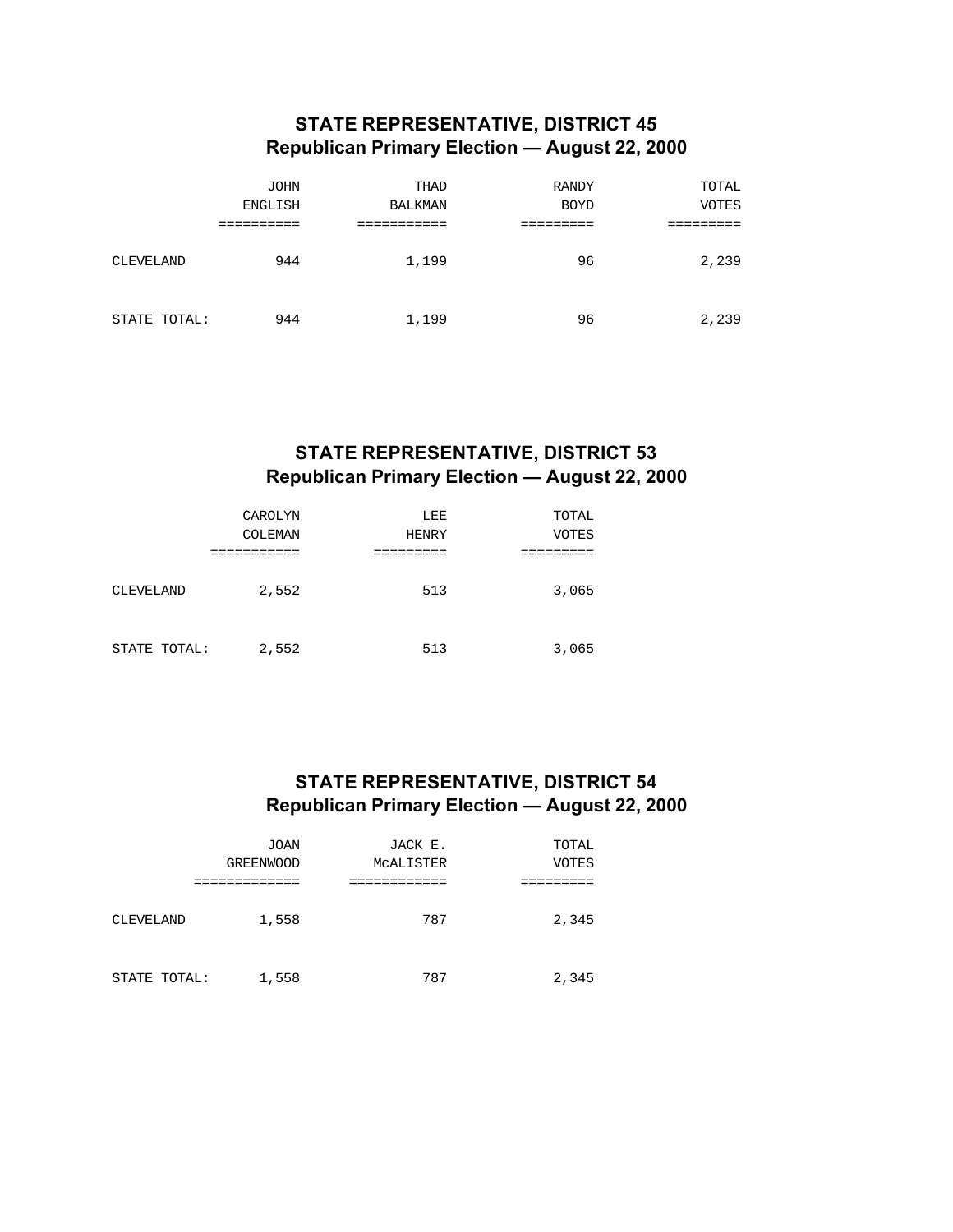## STATE REPRESENTATIVE, DISTRICT 45
## Republican Primary Election — August 22, 2000

| | JOHN ENGLISH | THAD BALKMAN | RANDY BOYD | TOTAL VOTES |
|---|---|---|---|---|
| CLEVELAND | 944 | 1,199 | 96 | 2,239 |
| STATE TOTAL: | 944 | 1,199 | 96 | 2,239 |

## STATE REPRESENTATIVE, DISTRICT 53
## Republican Primary Election — August 22, 2000

| | CAROLYN COLEMAN | LEE HENRY | TOTAL VOTES |
|---|---|---|---|
| CLEVELAND | 2,552 | 513 | 3,065 |
| STATE TOTAL: | 2,552 | 513 | 3,065 |

## STATE REPRESENTATIVE, DISTRICT 54
## Republican Primary Election — August 22, 2000

| | JOAN GREENWOOD | JACK E. McALISTER | TOTAL VOTES |
|---|---|---|---|
| CLEVELAND | 1,558 | 787 | 2,345 |
| STATE TOTAL: | 1,558 | 787 | 2,345 |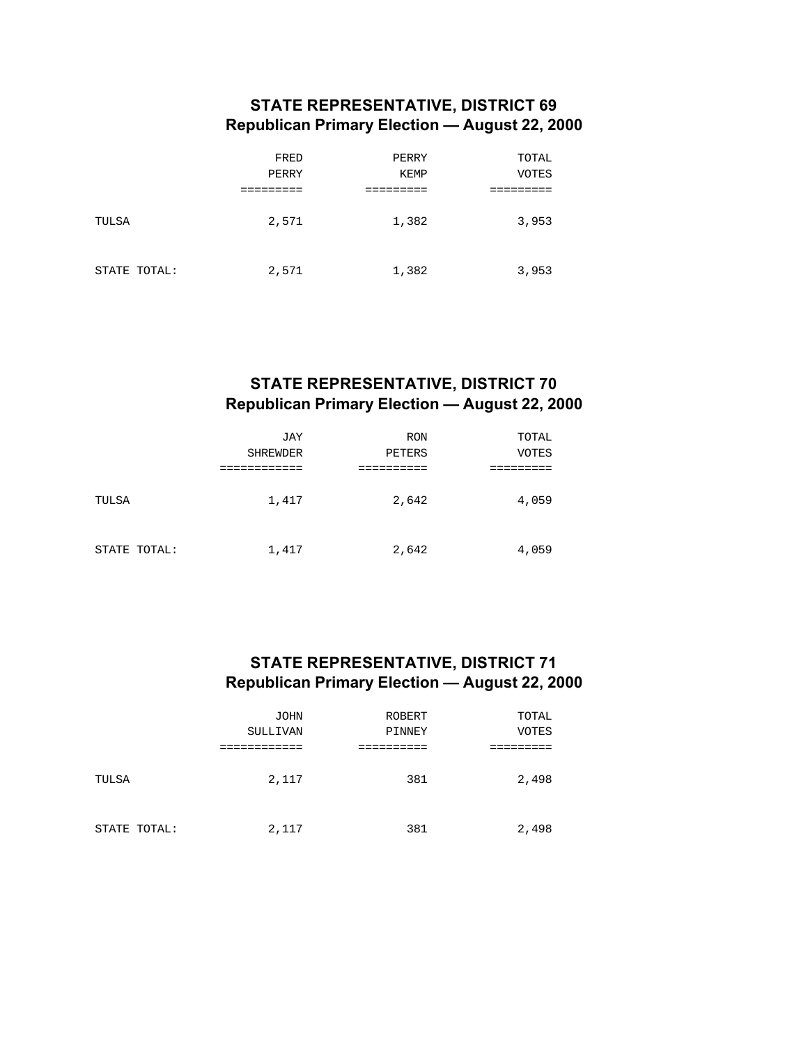## STATE REPRESENTATIVE, DISTRICT 69
## Republican Primary Election — August 22, 2000

| | FRED PERRY | PERRY KEMP | TOTAL VOTES |
|---|---|---|---|
| TULSA | 2,571 | 1,382 | 3,953 |
| STATE TOTAL: | 2,571 | 1,382 | 3,953 |

## STATE REPRESENTATIVE, DISTRICT 70
## Republican Primary Election — August 22, 2000

| | JAY SHREWDER | RON PETERS | TOTAL VOTES |
|---|---|---|---|
| TULSA | 1,417 | 2,642 | 4,059 |
| STATE TOTAL: | 1,417 | 2,642 | 4,059 |

## STATE REPRESENTATIVE, DISTRICT 71
## Republican Primary Election — August 22, 2000

| | JOHN SULLIVAN | ROBERT PINNEY | TOTAL VOTES |
|---|---|---|---|
| TULSA | 2,117 | 381 | 2,498 |
| STATE TOTAL: | 2,117 | 381 | 2,498 |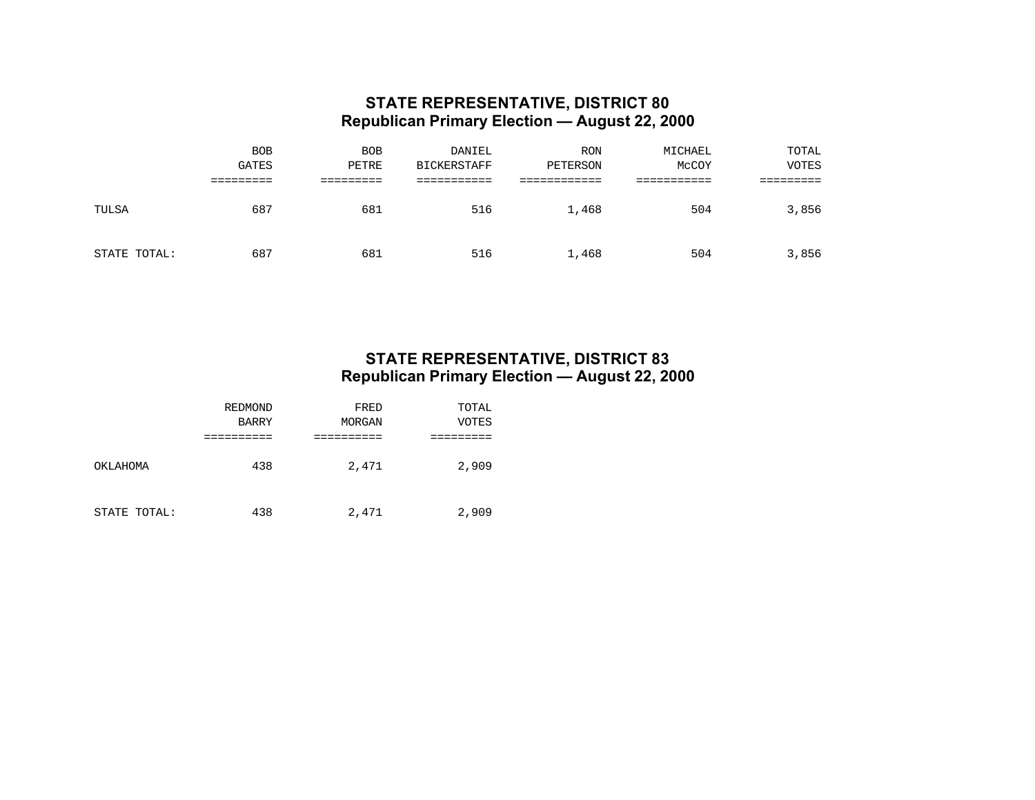## STATE REPRESENTATIVE, DISTRICT 80
## Republican Primary Election — August 22, 2000

| | BOB GATES | BOB PETRE | DANIEL BICKERSTAFF | RON PETERSON | MICHAEL McCOY | TOTAL VOTES |
|---|---|---|---|---|---|---|
| TULSA | 687 | 681 | 516 | 1,468 | 504 | 3,856 |
| STATE TOTAL: | 687 | 681 | 516 | 1,468 | 504 | 3,856 |

## STATE REPRESENTATIVE, DISTRICT 83
## Republican Primary Election — August 22, 2000

| | REDMOND BARRY | FRED MORGAN | TOTAL VOTES |
|---|---|---|---|
| OKLAHOMA | 438 | 2,471 | 2,909 |
| STATE TOTAL: | 438 | 2,471 | 2,909 |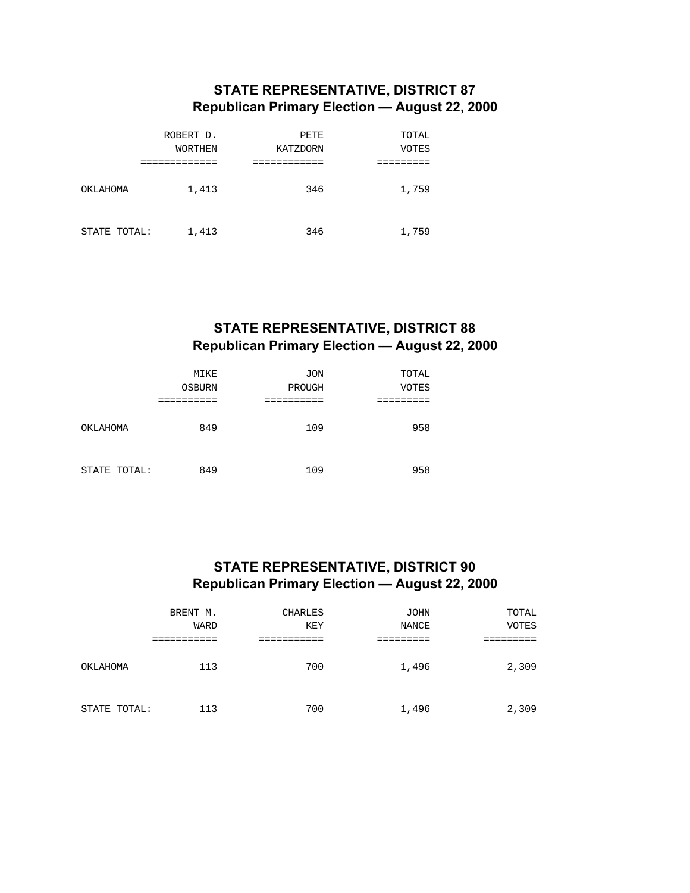## STATE REPRESENTATIVE, DISTRICT 87
## Republican Primary Election — August 22, 2000

| | ROBERT D. WORTHEN | PETE KATZDORN | TOTAL VOTES |
|---|---|---|---|
| OKLAHOMA | 1,413 | 346 | 1,759 |
| STATE TOTAL: | 1,413 | 346 | 1,759 |

## STATE REPRESENTATIVE, DISTRICT 88
## Republican Primary Election — August 22, 2000

| | MIKE OSBURN | JON PROUGH | TOTAL VOTES |
|---|---|---|---|
| OKLAHOMA | 849 | 109 | 958 |
| STATE TOTAL: | 849 | 109 | 958 |

## STATE REPRESENTATIVE, DISTRICT 90
## Republican Primary Election — August 22, 2000

| | BRENT M. WARD | CHARLES KEY | JOHN NANCE | TOTAL VOTES |
|---|---|---|---|---|
| OKLAHOMA | 113 | 700 | 1,496 | 2,309 |
| STATE TOTAL: | 113 | 700 | 1,496 | 2,309 |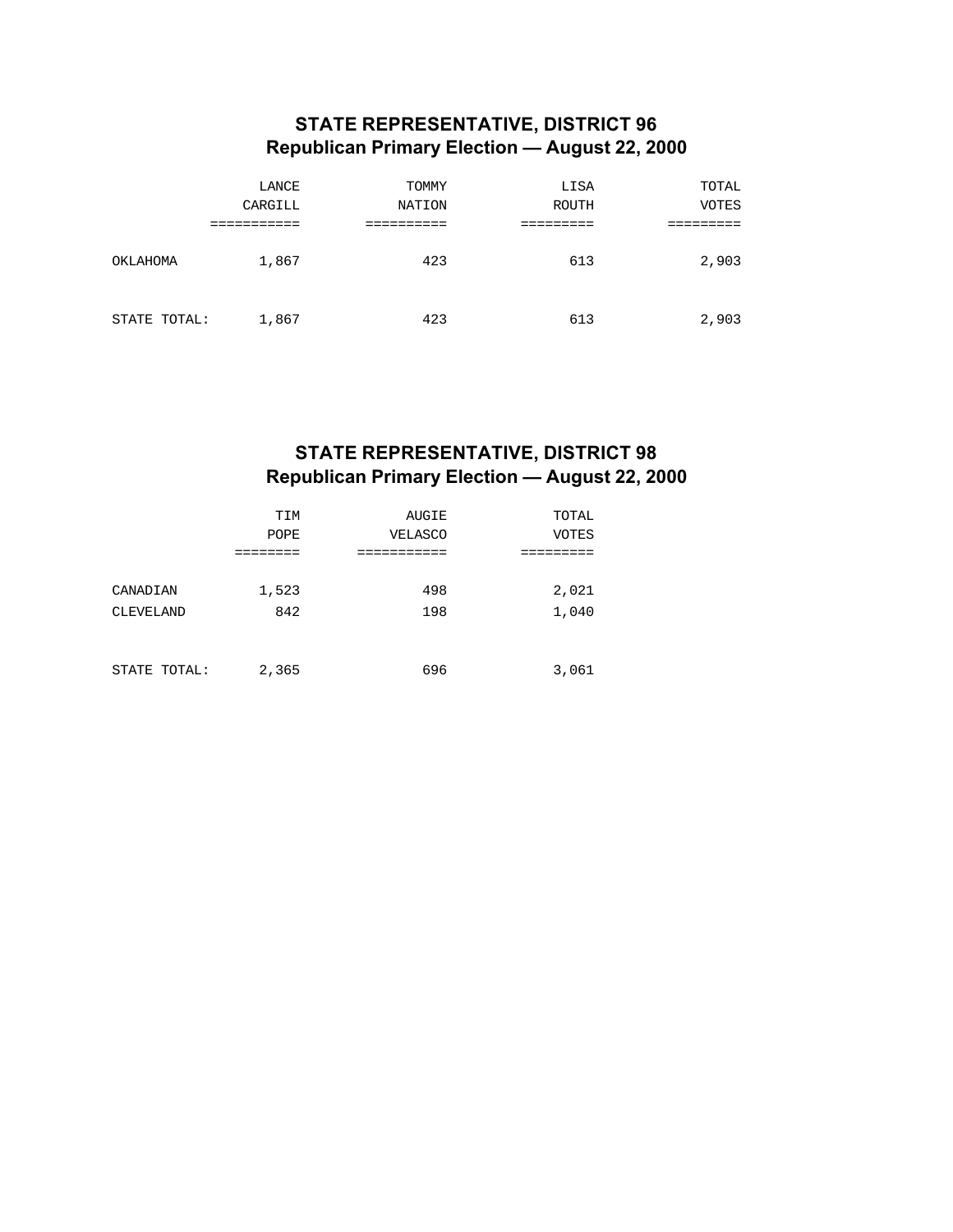## STATE REPRESENTATIVE, DISTRICT 96
## Republican Primary Election — August 22, 2000

| | LANCE CARGILL | TOMMY NATION | LISA ROUTH | TOTAL VOTES |
|---|---|---|---|---|
| OKLAHOMA | 1,867 | 423 | 613 | 2,903 |
| STATE TOTAL: | 1,867 | 423 | 613 | 2,903 |

## STATE REPRESENTATIVE, DISTRICT 98
## Republican Primary Election — August 22, 2000

| | TIM POPE | AUGIE VELASCO | TOTAL VOTES |
|---|---|---|---|
| CANADIAN | 1,523 | 498 | 2,021 |
| CLEVELAND | 842 | 198 | 1,040 |
| STATE TOTAL: | 2,365 | 696 | 3,061 |